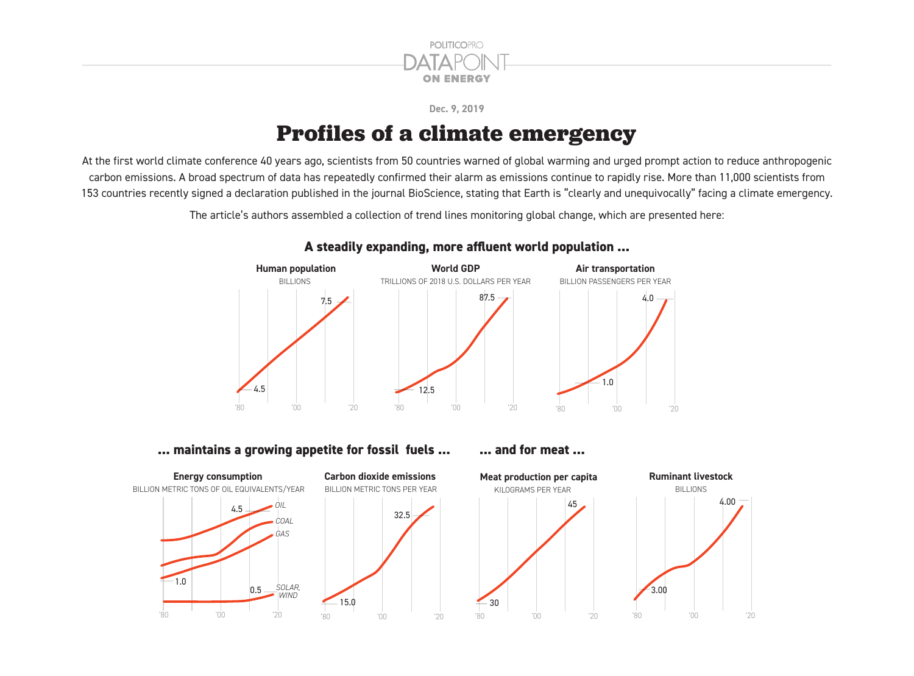POLITICOPRO DATAPOINT ON ENERGY

Dec. 9, 2019

# Profiles of a climate emergency

At the first world climate conference 40 years ago, scientists from 50 countries warned of global warming and urged prompt action to reduce anthropogenic carbon emissions. A broad spectrum of data has repeatedly confirmed their alarm as emissions continue to rapidly rise. More than 11,000 scientists from 153 countries recently signed a declaration published in the journal BioScience, stating that Earth is "clearly and unequivocally" facing a climate emergency.

The article's authors assembled a collection of trend lines monitoring global change, which are presented here:

## A steadily expanding, more affluent world population ...

**Human population**
BILLIONS
4.5 — 7.5
'80 '00 '20

**World GDP**
TRILLIONS OF 2018 U.S. DOLLARS PER YEAR
12.5 — 87.5
'80 '00 '20

**Air transportation**
BILLION PASSENGERS PER YEAR
1.0 — 4.0
'80 '00 '20

## ... maintains a growing appetite for fossil fuels ...

**Energy consumption**
BILLION METRIC TONS OF OIL EQUIVALENTS/YEAR
OIL, COAL, GAS, SOLAR, WIND
1.0 — 4.5; 0.5
'80 '00 '20

**Carbon dioxide emissions**
BILLION METRIC TONS PER YEAR
15.0 — 32.5
'80 '00 '20

## ... and for meat ...

**Meat production per capita**
KILOGRAMS PER YEAR
30 — 45
'80 '00 '20

**Ruminant livestock**
BILLIONS
3.00 — 4.00
'80 '00 '20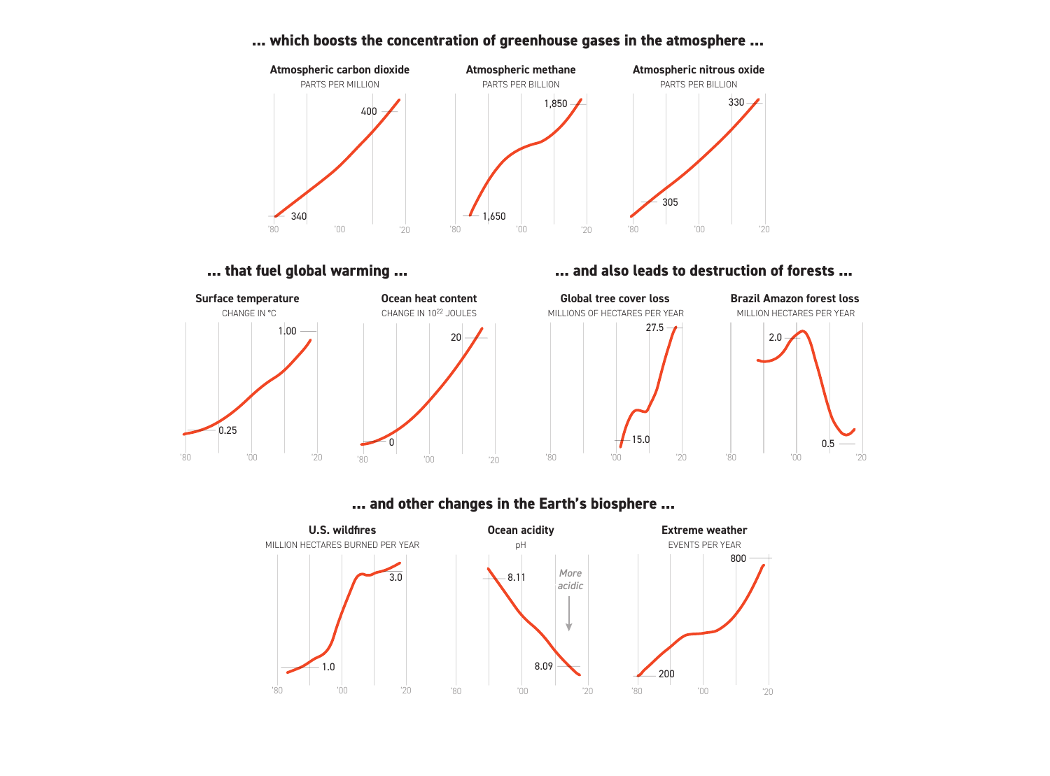## ... which boosts the concentration of greenhouse gases in the atmosphere ...

**Atmospheric carbon dioxide**
PARTS PER MILLION

400
340
'80 '00 '20

**Atmospheric methane**
PARTS PER BILLION

1,850
1,650
'80 '00 '20

**Atmospheric nitrous oxide**
PARTS PER BILLION

330
305
'80 '00 '20

## ... that fuel global warming ...

**Surface temperature**
CHANGE IN °C

1.00
0.25
'80 '00 '20

**Ocean heat content**
CHANGE IN $10^{22}$ JOULES

20
0
'80 '00 '20

## ... and also leads to destruction of forests ...

**Global tree cover loss**
MILLIONS OF HECTARES PER YEAR

27.5
15.0
'80 '00 '20

**Brazil Amazon forest loss**
MILLION HECTARES PER YEAR

2.0
0.5
'80 '00 '20

## ... and other changes in the Earth's biosphere ...

**U.S. wildfires**
MILLION HECTARES BURNED PER YEAR

3.0
1.0
'80 '00 '20

**Ocean acidity**
pH

8.11
*More acidic*
8.09
'80 '00 '20

**Extreme weather**
EVENTS PER YEAR

800
200
'80 '00 '20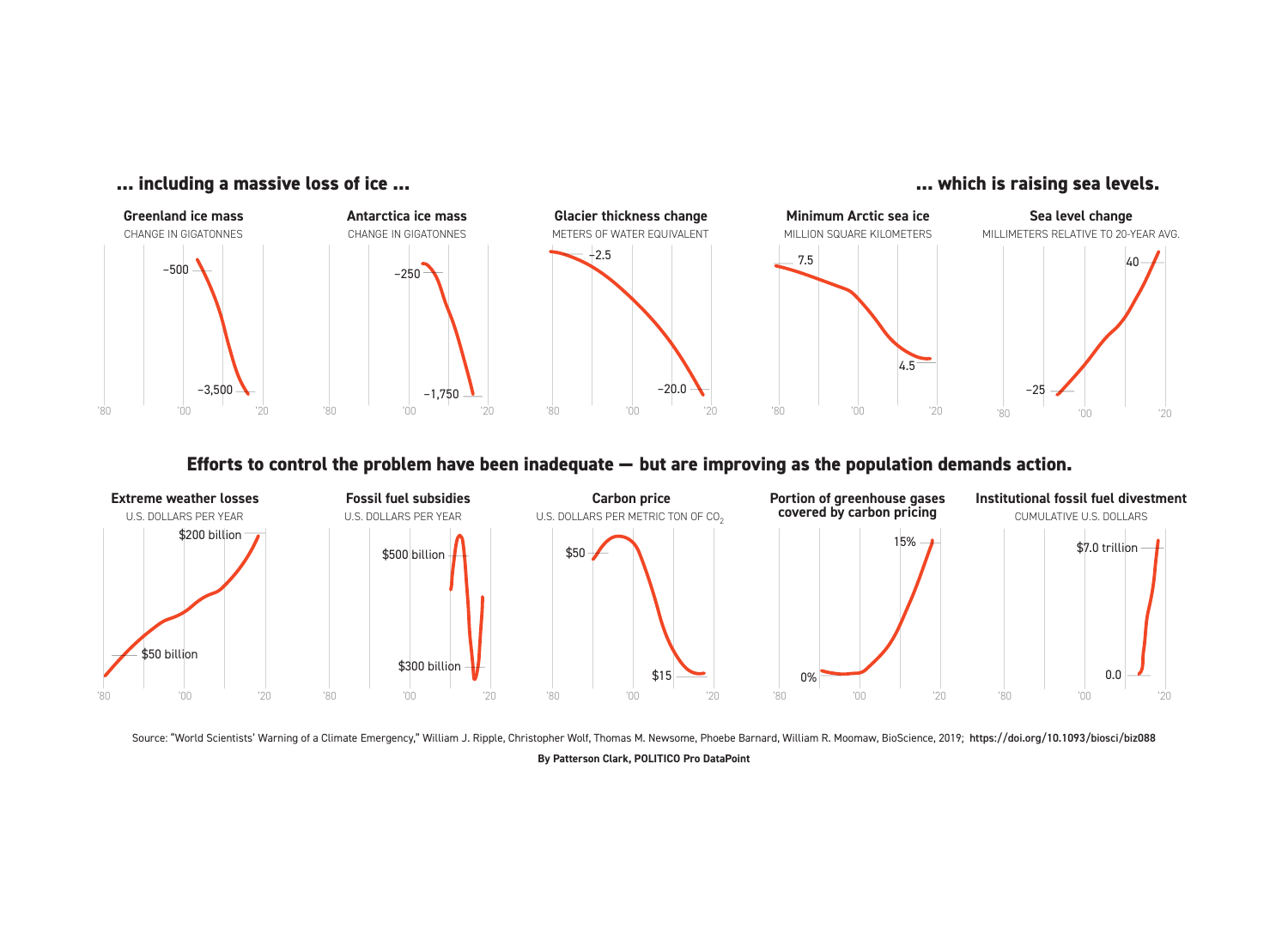## … including a massive loss of ice …

## … which is raising sea levels.

**Greenland ice mass**

CHANGE IN GIGATONNES

−500

−3,500

'80 '00 '20

**Antarctica ice mass**

CHANGE IN GIGATONNES

−250

−1,750

'80 '00 '20

**Glacier thickness change**

METERS OF WATER EQUIVALENT

−2.5

−20.0

'80 '00 '20

**Minimum Arctic sea ice**

MILLION SQUARE KILOMETERS

7.5

4.5

'80 '00 '20

**Sea level change**

MILLIMETERS RELATIVE TO 20-YEAR AVG.

40

−25

'80 '00 '20

## Efforts to control the problem have been inadequate — but are improving as the population demands action.

**Extreme weather losses**

U.S. DOLLARS PER YEAR

$200 billion

$50 billion

'80 '00 '20

**Fossil fuel subsidies**

U.S. DOLLARS PER YEAR

$500 billion

$300 billion

'80 '00 '20

**Carbon price**

U.S. DOLLARS PER METRIC TON OF $CO_2$

$50

$15

'80 '00 '20

**Portion of greenhouse gases covered by carbon pricing**

15%

0%

'80 '00 '20

**Institutional fossil fuel divestment**

CUMULATIVE U.S. DOLLARS

$7.0 trillion

0.0

'80 '00 '20

Source: "World Scientists' Warning of a Climate Emergency," William J. Ripple, Christopher Wolf, Thomas M. Newsome, Phoebe Barnard, William R. Moomaw, BioScience, 2019; **https://doi.org/10.1093/biosci/biz088**

**By Patterson Clark, POLITICO Pro DataPoint**